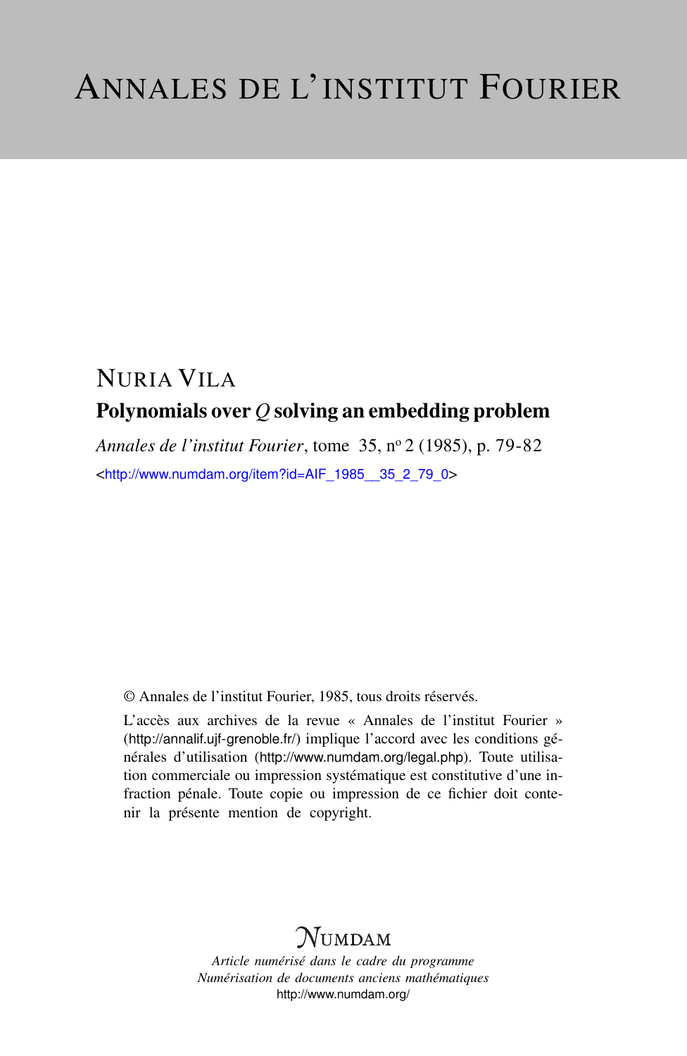# ANNALES DE L'INSTITUT FOURIER

NURIA VILA

## Polynomials over $Q$ solving an embedding problem

*Annales de l'institut Fourier*, tome 35, n° 2 (1985), p. 79-82

<http://www.numdam.org/item?id=AIF_1985__35_2_79_0>

© Annales de l'institut Fourier, 1985, tous droits réservés.

L'accès aux archives de la revue « Annales de l'institut Fourier » (http://annalif.ujf-grenoble.fr/) implique l'accord avec les conditions générales d'utilisation (http://www.numdam.org/legal.php). Toute utilisation commerciale ou impression systématique est constitutive d'une infraction pénale. Toute copie ou impression de ce fichier doit contenir la présente mention de copyright.

NUMDAM

*Article numérisé dans le cadre du programme*
*Numérisation de documents anciens mathématiques*
http://www.numdam.org/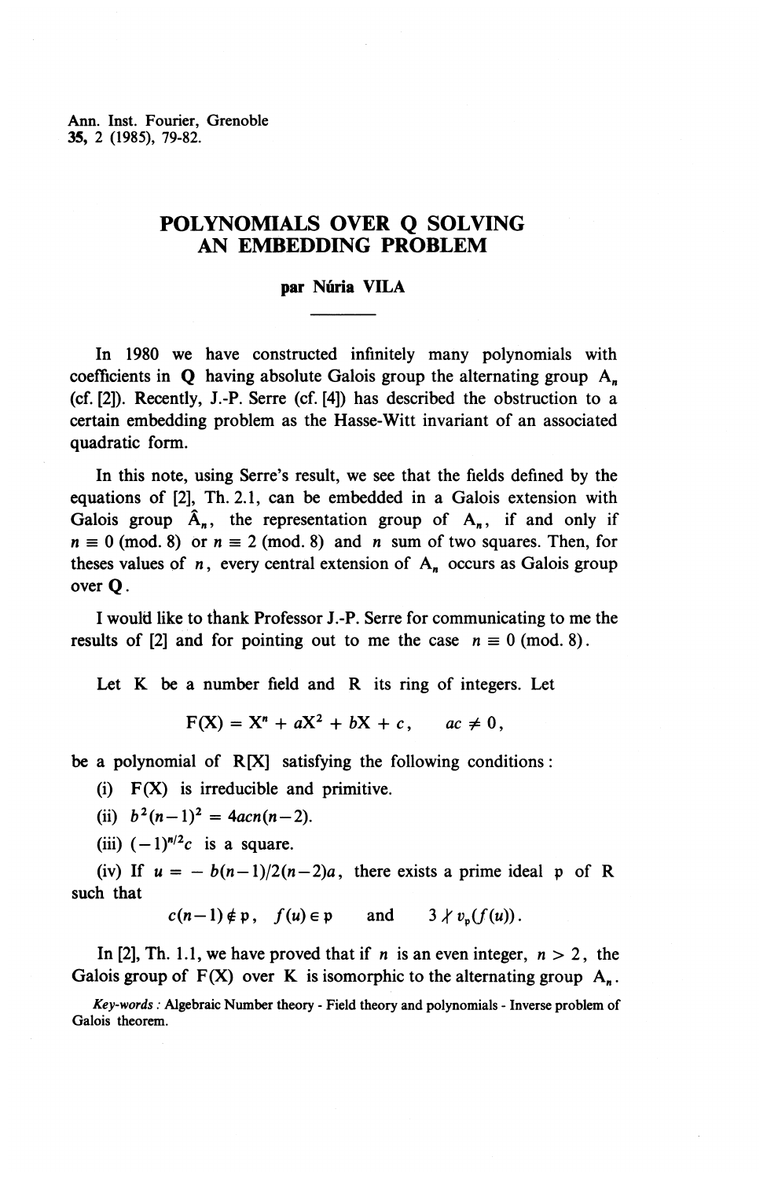Ann. Inst. Fourier, Grenoble
35, 2 (1985), 79-82.

# POLYNOMIALS OVER Q SOLVING AN EMBEDDING PROBLEM

**par Núria VILA**

---

In 1980 we have constructed infinitely many polynomials with coefficients in $\mathbf{Q}$ having absolute Galois group the alternating group $A_n$ (cf. [2]). Recently, J.-P. Serre (cf. [4]) has described the obstruction to a certain embedding problem as the Hasse-Witt invariant of an associated quadratic form.

In this note, using Serre's result, we see that the fields defined by the equations of [2], Th. 2.1, can be embedded in a Galois extension with Galois group $\hat{A}_n$, the representation group of $A_n$, if and only if $n \equiv 0 \pmod{8}$ or $n \equiv 2 \pmod{8}$ and $n$ sum of two squares. Then, for theses values of $n$, every central extension of $A_n$ occurs as Galois group over $\mathbf{Q}$.

I would like to thank Professor J.-P. Serre for communicating to me the results of [2] and for pointing out to me the case $n \equiv 0 \pmod{8}$.

Let K be a number field and R its ring of integers. Let

$$F(X) = X^n + aX^2 + bX + c, \qquad ac \neq 0,$$

be a polynomial of R[X] satisfying the following conditions:

(i) F(X) is irreducible and primitive.

(ii) $b^2(n-1)^2 = 4acn(n-2)$.

(iii) $(-1)^{n/2}c$ is a square.

(iv) If $u = -b(n-1)/2(n-2)a$, there exists a prime ideal $\mathfrak{p}$ of R such that

$$c(n-1) \notin \mathfrak{p}, \quad f(u) \in \mathfrak{p} \quad \text{and} \quad 3 \nmid v_{\mathfrak{p}}(f(u)).$$

In [2], Th. 1.1, we have proved that if $n$ is an even integer, $n > 2$, the Galois group of F(X) over K is isomorphic to the alternating group $A_n$.

*Key-words* : Algebraic Number theory - Field theory and polynomials - Inverse problem of Galois theorem.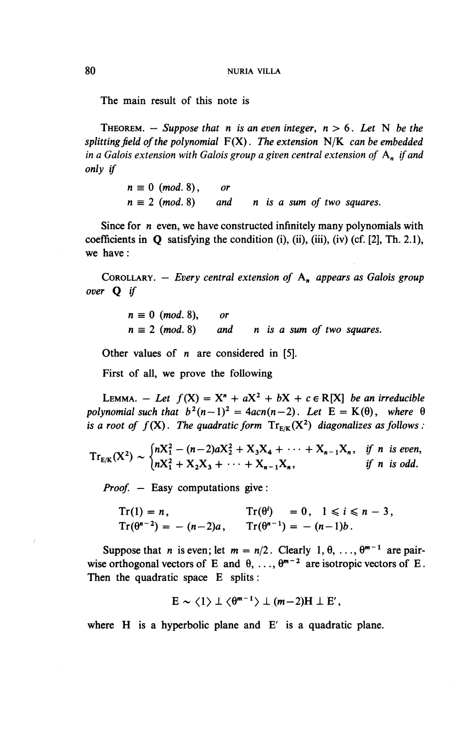The main result of this note is

**THEOREM.** — *Suppose that $n$ is an even integer, $n > 6$. Let $N$ be the splitting field of the polynomial $F(X)$. The extension $N/K$ can be embedded in a Galois extension with Galois group a given central extension of $A_n$ if and only if*

$$n \equiv 0 \ (mod.\ 8), \qquad or$$
$$n \equiv 2 \ (mod.\ 8) \qquad and \qquad n \ \text{is a sum of two squares.}$$

Since for $n$ even, we have constructed infinitely many polynomials with coefficients in $\mathbf{Q}$ satisfying the condition (i), (ii), (iii), (iv) (cf. [2], Th. 2.1), we have :

**COROLLARY.** — *Every central extension of $A_n$ appears as Galois group over $\mathbf{Q}$ if*

$$n \equiv 0 \ (mod.\ 8), \qquad or$$
$$n \equiv 2 \ (mod.\ 8) \qquad and \qquad n \ \text{is a sum of two squares.}$$

Other values of $n$ are considered in [5].

First of all, we prove the following

**LEMMA.** — *Let $f(X) = X^n + aX^2 + bX + c \in R[X]$ be an irreducible polynomial such that $b^2(n-1)^2 = 4acn(n-2)$. Let $E = K(\theta)$, where $\theta$ is a root of $f(X)$. The quadratic form $\mathrm{Tr}_{E/K}(X^2)$ diagonalizes as follows :*

$$\mathrm{Tr}_{E/K}(X^2) \sim \begin{cases} nX_1^2 - (n-2)aX_2^2 + X_3X_4 + \cdots + X_{n-1}X_n, & \text{if } n \text{ is even,} \\ nX_1^2 + X_2X_3 + \cdots + X_{n-1}X_n, & \text{if } n \text{ is odd.} \end{cases}$$

*Proof.* — Easy computations give :

$$\mathrm{Tr}(1) = n, \qquad \mathrm{Tr}(\theta^i) = 0, \quad 1 \leqslant i \leqslant n-3,$$
$$\mathrm{Tr}(\theta^{n-2}) = -(n-2)a, \qquad \mathrm{Tr}(\theta^{n-1}) = -(n-1)b.$$

Suppose that $n$ is even; let $m = n/2$. Clearly $1, \theta, \ldots, \theta^{m-1}$ are pairwise orthogonal vectors of $E$ and $\theta, \ldots, \theta^{m-2}$ are isotropic vectors of $E$. Then the quadratic space $E$ splits :

$$E \sim \langle 1 \rangle \perp \langle \theta^{m-1} \rangle \perp (m-2)H \perp E',$$

where $H$ is a hyperbolic plane and $E'$ is a quadratic plane.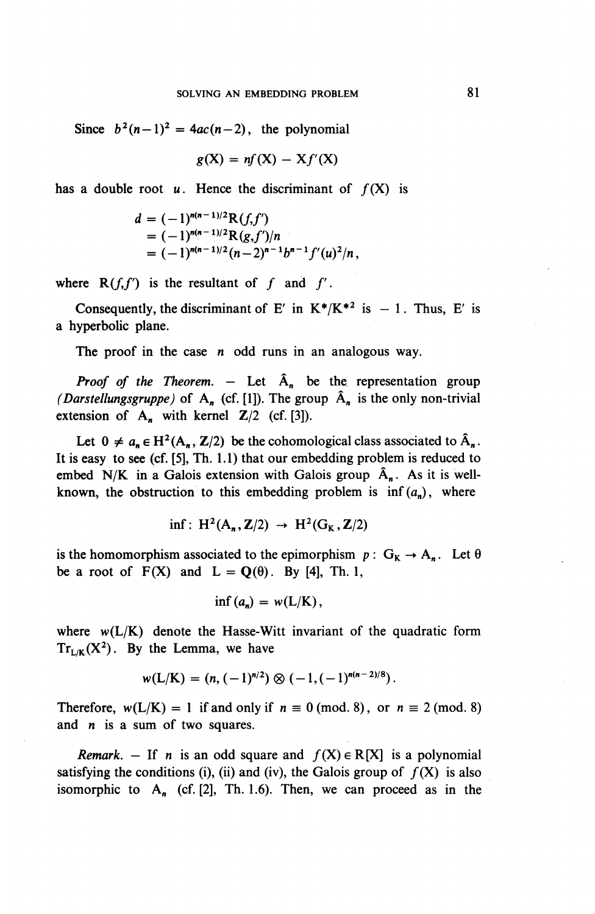Since $b^2(n-1)^2 = 4ac(n-2)$, the polynomial

$$g(X) = nf(X) - Xf'(X)$$

has a double root $u$. Hence the discriminant of $f(X)$ is

$$\begin{aligned} d &= (-1)^{n(n-1)/2} R(f,f') \\ &= (-1)^{n(n-1)/2} R(g,f')/n \\ &= (-1)^{n(n-1)/2} (n-2)^{n-1} b^{n-1} f'(u)^2/n, \end{aligned}$$

where $R(f,f')$ is the resultant of $f$ and $f'$.

Consequently, the discriminant of $E'$ in $K^*/K^{*2}$ is $-1$. Thus, $E'$ is a hyperbolic plane.

The proof in the case $n$ odd runs in an analogous way.

*Proof of the Theorem.* — Let $\hat{A}_n$ be the representation group *(Darstellungsgruppe)* of $A_n$ (cf. [1]). The group $\hat{A}_n$ is the only non-trivial extension of $A_n$ with kernel $\mathbf{Z}/2$ (cf. [3]).

Let $0 \neq a_n \in H^2(A_n, \mathbf{Z}/2)$ be the cohomological class associated to $\hat{A}_n$. It is easy to see (cf. [5], Th. 1.1) that our embedding problem is reduced to embed $N/K$ in a Galois extension with Galois group $\hat{A}_n$. As it is well-known, the obstruction to this embedding problem is $\inf(a_n)$, where

$$\inf : H^2(A_n, \mathbf{Z}/2) \rightarrow H^2(G_K, \mathbf{Z}/2)$$

is the homomorphism associated to the epimorphism $p : G_K \rightarrow A_n$. Let $\theta$ be a root of $F(X)$ and $L = \mathbf{Q}(\theta)$. By [4], Th. 1,

$$\inf(a_n) = w(L/K),$$

where $w(L/K)$ denote the Hasse-Witt invariant of the quadratic form $\mathrm{Tr}_{L/K}(X^2)$. By the Lemma, we have

$$w(L/K) = (n, (-1)^{n/2}) \otimes (-1, (-1)^{n(n-2)/8}).$$

Therefore, $w(L/K) = 1$ if and only if $n \equiv 0 \pmod{8}$, or $n \equiv 2 \pmod{8}$ and $n$ is a sum of two squares.

*Remark.* — If $n$ is an odd square and $f(X) \in R[X]$ is a polynomial satisfying the conditions (i), (ii) and (iv), the Galois group of $f(X)$ is also isomorphic to $A_n$ (cf. [2], Th. 1.6). Then, we can proceed as in the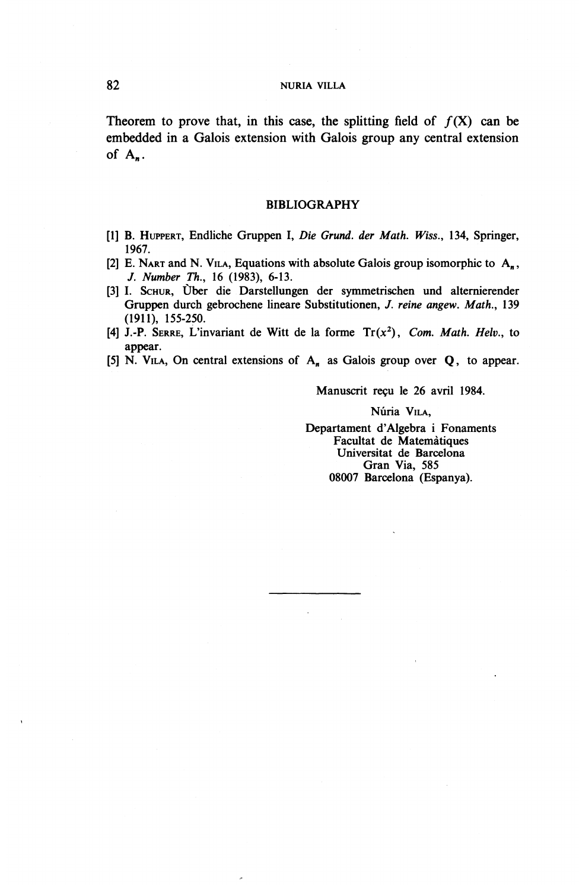Theorem to prove that, in this case, the splitting field of $f(X)$ can be embedded in a Galois extension with Galois group any central extension of $A_n$.

## BIBLIOGRAPHY

[1] B. Huppert, Endliche Gruppen I, *Die Grund. der Math. Wiss.*, 134, Springer, 1967.

[2] E. Nart and N. Vila, Equations with absolute Galois group isomorphic to $A_n$, *J. Number Th.*, 16 (1983), 6-13.

[3] I. Schur, Ùber die Darstellungen der symmetrischen und alternierender Gruppen durch gebrochene lineare Substitutionen, *J. reine angew. Math.*, 139 (1911), 155-250.

[4] J.-P. Serre, L'invariant de Witt de la forme $\mathrm{Tr}(x^2)$, *Com. Math. Helv.*, to appear.

[5] N. Vila, On central extensions of $A_n$ as Galois group over $\mathbf{Q}$, to appear.

Manuscrit reçu le 26 avril 1984.

Núria Vila,
Departament d'Algebra i Fonaments
Facultat de Matemàtiques
Universitat de Barcelona
Gran Via, 585
08007 Barcelona (Espanya).